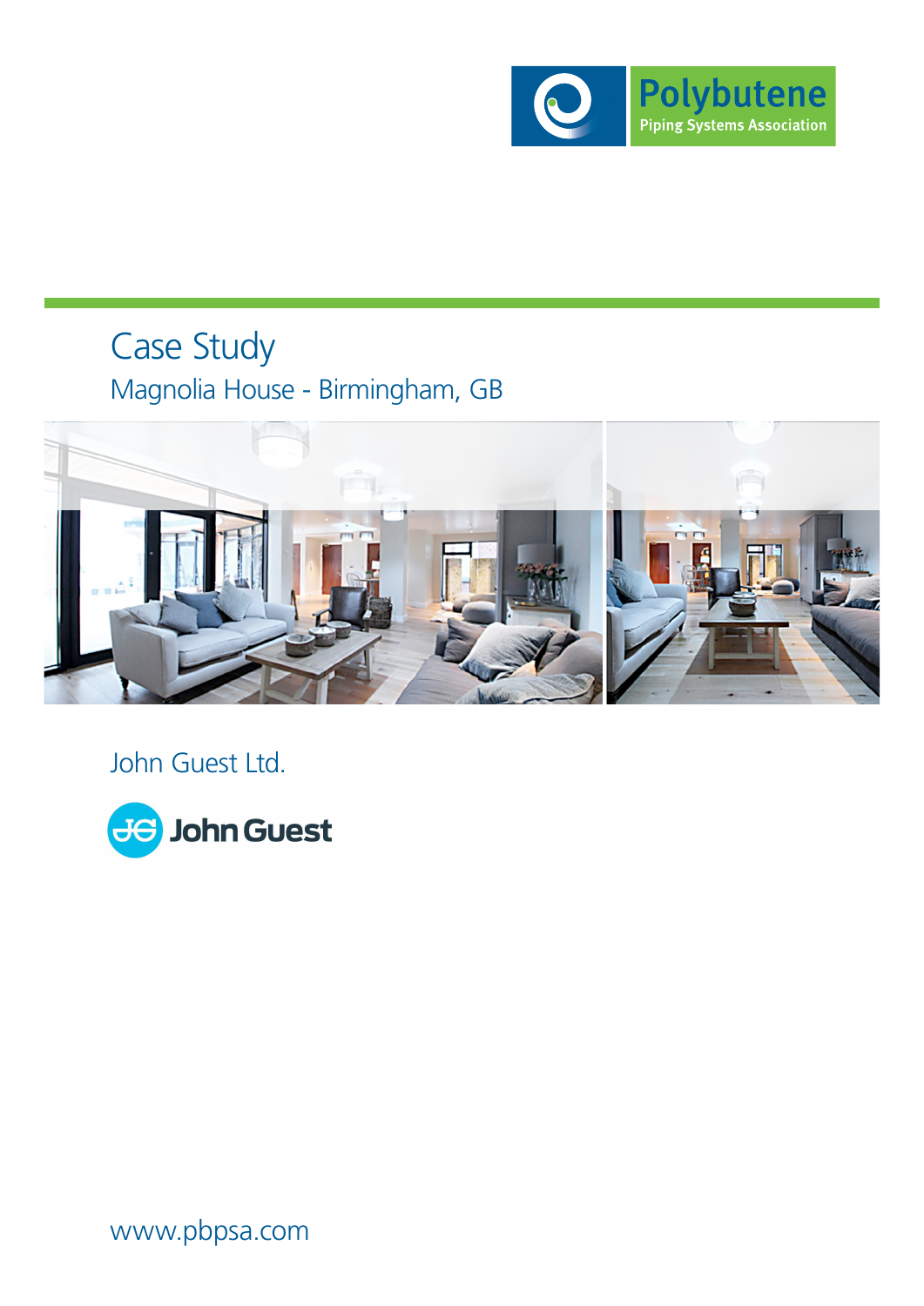Polybutene

Piping Systems Association

# Case Study

## Magnolia House - Birmingham, GB

John Guest Ltd.

John Guest

www.pbpsa.com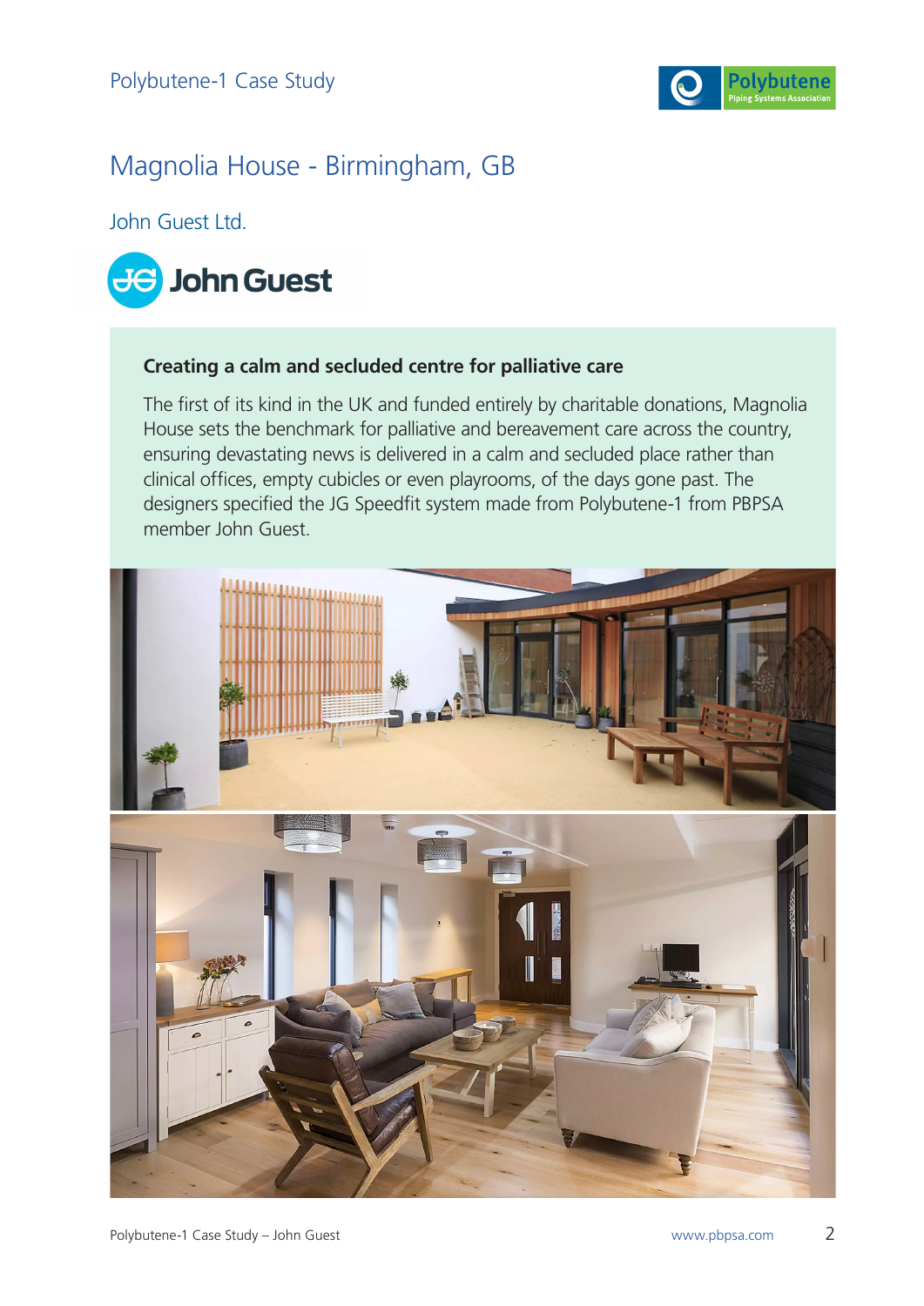# Magnolia House - Birmingham, GB

## John Guest Ltd.

### Creating a calm and secluded centre for palliative care

The first of its kind in the UK and funded entirely by charitable donations, Magnolia House sets the benchmark for palliative and bereavement care across the country, ensuring devastating news is delivered in a calm and secluded place rather than clinical offices, empty cubicles or even playrooms, of the days gone past. The designers specified the JG Speedfit system made from Polybutene-1 from PBPSA member John Guest.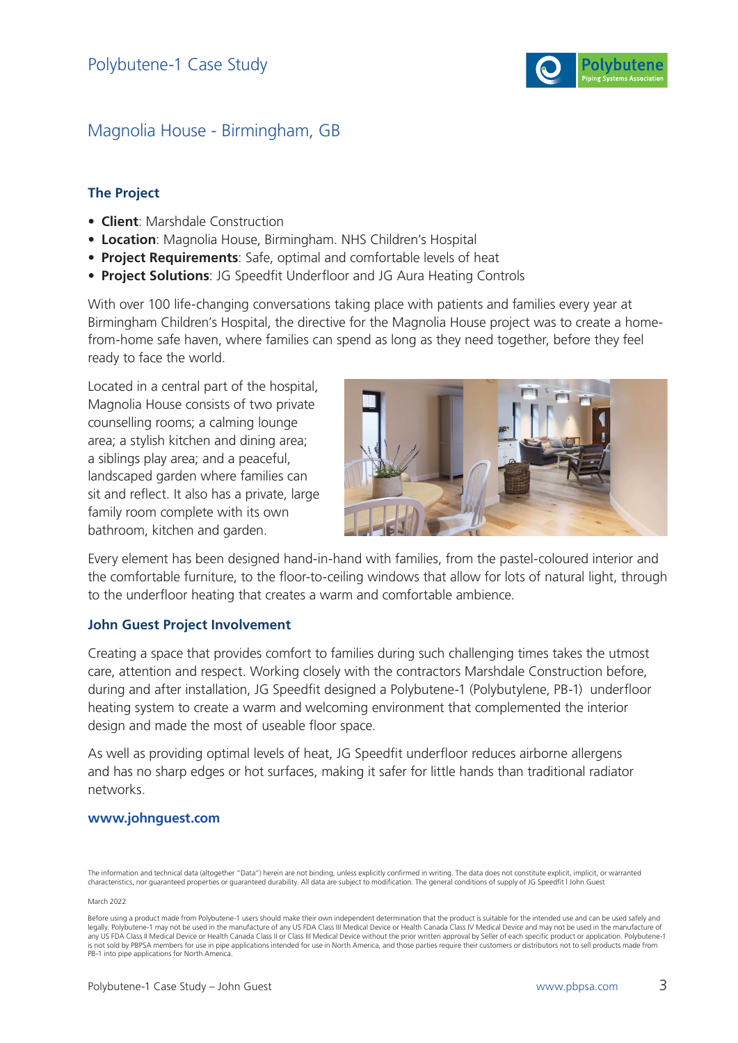# Magnolia House - Birmingham, GB

## The Project

- **Client**: Marshdale Construction
- **Location**: Magnolia House, Birmingham. NHS Children's Hospital
- **Project Requirements**: Safe, optimal and comfortable levels of heat
- **Project Solutions**: JG Speedfit Underfloor and JG Aura Heating Controls

With over 100 life-changing conversations taking place with patients and families every year at Birmingham Children's Hospital, the directive for the Magnolia House project was to create a home-from-home safe haven, where families can spend as long as they need together, before they feel ready to face the world.

Located in a central part of the hospital, Magnolia House consists of two private counselling rooms; a calming lounge area; a stylish kitchen and dining area; a siblings play area; and a peaceful, landscaped garden where families can sit and reflect. It also has a private, large family room complete with its own bathroom, kitchen and garden.

Every element has been designed hand-in-hand with families, from the pastel-coloured interior and the comfortable furniture, to the floor-to-ceiling windows that allow for lots of natural light, through to the underfloor heating that creates a warm and comfortable ambience.

## John Guest Project Involvement

Creating a space that provides comfort to families during such challenging times takes the utmost care, attention and respect. Working closely with the contractors Marshdale Construction before, during and after installation, JG Speedfit designed a Polybutene-1 (Polybutylene, PB-1) underfloor heating system to create a warm and welcoming environment that complemented the interior design and made the most of useable floor space.

As well as providing optimal levels of heat, JG Speedfit underfloor reduces airborne allergens and has no sharp edges or hot surfaces, making it safer for little hands than traditional radiator networks.

**www.johnguest.com**

The information and technical data (altogether "Data") herein are not binding, unless explicitly confirmed in writing. The data does not constitute explicit, implicit, or warranted characteristics, nor guaranteed properties or guaranteed durability. All data are subject to modification. The general conditions of supply of JG Speedfit I John Guest

March 2022

Before using a product made from Polybutene-1 users should make their own independent determination that the product is suitable for the intended use and can be used safely and legally. Polybutene-1 may not be used in the manufacture of any US FDA Class III Medical Device or Health Canada Class IV Medical Device and may not be used in the manufacture of any US FDA Class II Medical Device or Health Canada Class II or Class III Medical Device without the prior written approval by Seller of each specific product or application. Polybutene-1 is not sold by PBPSA members for use in pipe applications intended for use in North America, and those parties require their customers or distributors not to sell products made from PB-1 into pipe applications for North America.